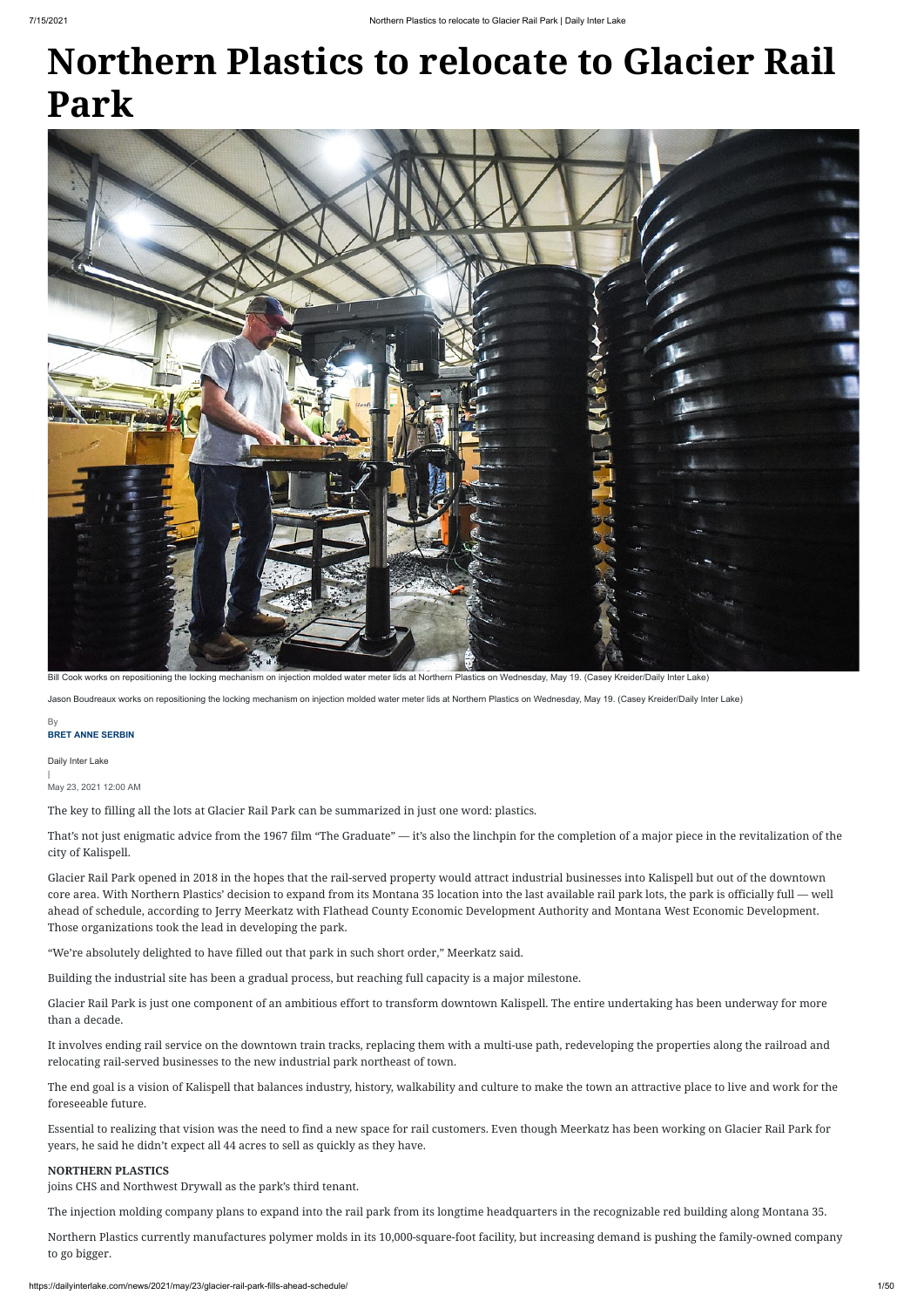# Northern Plastics to relocate to Glacier Rail Park

Bill Cook works on repositioning the locking mechanism on injection molded water meter lids at Northern Plastics on Wednesday, May 19. (Casey Kreider/Daily Inter Lake)

Jason Boudreaux works on repositioning the locking mechanism on injection molded water meter lids at Northern Plastics on Wednesday, May 19. (Casey Kreider/Daily Inter Lake)

By
**BRET ANNE SERBIN**

Daily Inter Lake
|
May 23, 2021 12:00 AM

The key to filling all the lots at Glacier Rail Park can be summarized in just one word: plastics.

That's not just enigmatic advice from the 1967 film "The Graduate" — it's also the linchpin for the completion of a major piece in the revitalization of the city of Kalispell.

Glacier Rail Park opened in 2018 in the hopes that the rail-served property would attract industrial businesses into Kalispell but out of the downtown core area. With Northern Plastics' decision to expand from its Montana 35 location into the last available rail park lots, the park is officially full — well ahead of schedule, according to Jerry Meerkatz with Flathead County Economic Development Authority and Montana West Economic Development. Those organizations took the lead in developing the park.

"We're absolutely delighted to have filled out that park in such short order," Meerkatz said.

Building the industrial site has been a gradual process, but reaching full capacity is a major milestone.

Glacier Rail Park is just one component of an ambitious effort to transform downtown Kalispell. The entire undertaking has been underway for more than a decade.

It involves ending rail service on the downtown train tracks, replacing them with a multi-use path, redeveloping the properties along the railroad and relocating rail-served businesses to the new industrial park northeast of town.

The end goal is a vision of Kalispell that balances industry, history, walkability and culture to make the town an attractive place to live and work for the foreseeable future.

Essential to realizing that vision was the need to find a new space for rail customers. Even though Meerkatz has been working on Glacier Rail Park for years, he said he didn't expect all 44 acres to sell as quickly as they have.

**NORTHERN PLASTICS**
joins CHS and Northwest Drywall as the park's third tenant.

The injection molding company plans to expand into the rail park from its longtime headquarters in the recognizable red building along Montana 35.

Northern Plastics currently manufactures polymer molds in its 10,000-square-foot facility, but increasing demand is pushing the family-owned company to go bigger.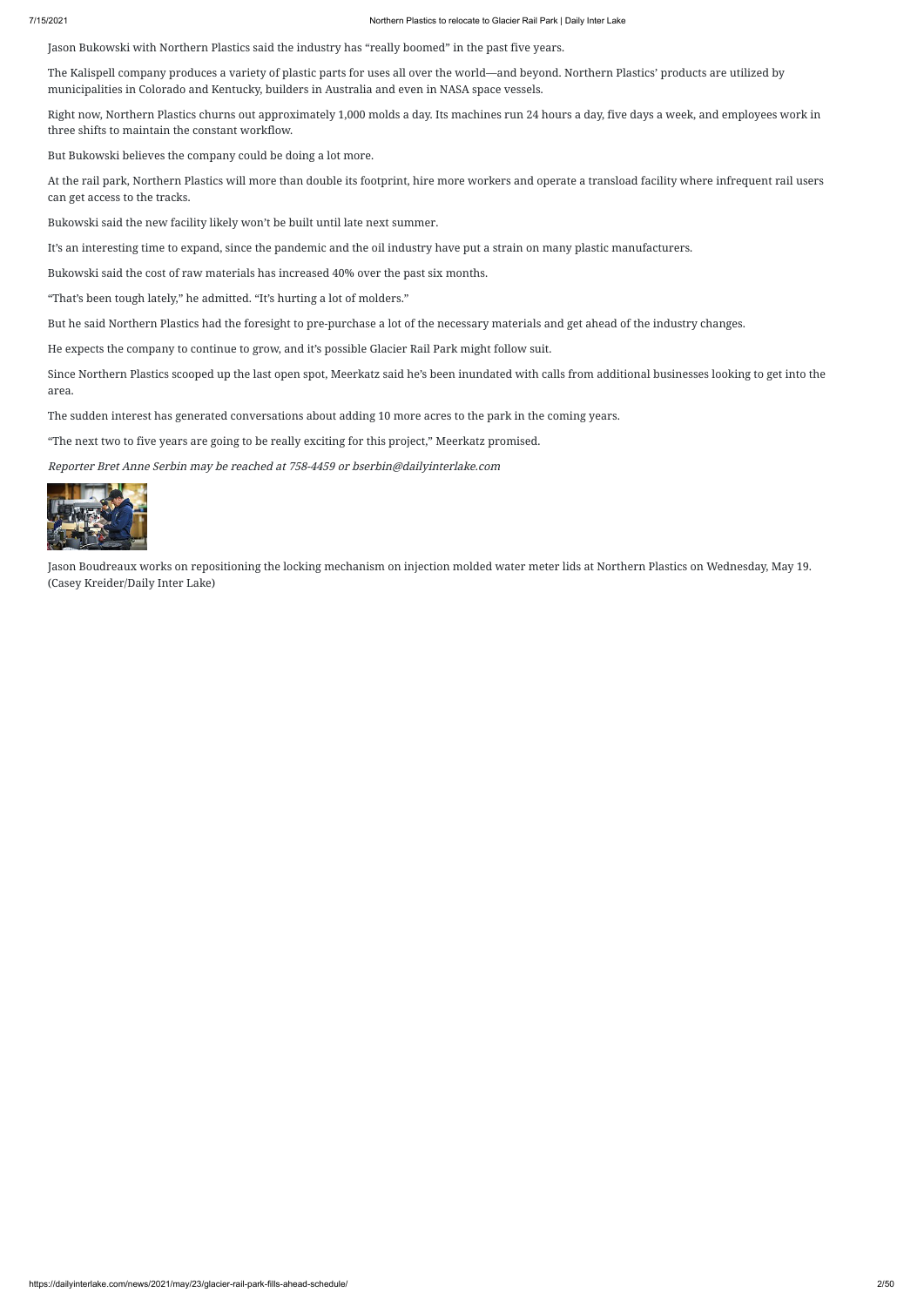Jason Bukowski with Northern Plastics said the industry has "really boomed" in the past five years.

The Kalispell company produces a variety of plastic parts for uses all over the world—and beyond. Northern Plastics' products are utilized by municipalities in Colorado and Kentucky, builders in Australia and even in NASA space vessels.

Right now, Northern Plastics churns out approximately 1,000 molds a day. Its machines run 24 hours a day, five days a week, and employees work in three shifts to maintain the constant workflow.

But Bukowski believes the company could be doing a lot more.

At the rail park, Northern Plastics will more than double its footprint, hire more workers and operate a transload facility where infrequent rail users can get access to the tracks.

Bukowski said the new facility likely won't be built until late next summer.

It's an interesting time to expand, since the pandemic and the oil industry have put a strain on many plastic manufacturers.

Bukowski said the cost of raw materials has increased 40% over the past six months.

"That's been tough lately," he admitted. "It's hurting a lot of molders."

But he said Northern Plastics had the foresight to pre-purchase a lot of the necessary materials and get ahead of the industry changes.

He expects the company to continue to grow, and it's possible Glacier Rail Park might follow suit.

Since Northern Plastics scooped up the last open spot, Meerkatz said he's been inundated with calls from additional businesses looking to get into the area.

The sudden interest has generated conversations about adding 10 more acres to the park in the coming years.

"The next two to five years are going to be really exciting for this project," Meerkatz promised.

*Reporter Bret Anne Serbin may be reached at 758-4459 or bserbin@dailyinterlake.com*

Jason Boudreaux works on repositioning the locking mechanism on injection molded water meter lids at Northern Plastics on Wednesday, May 19. (Casey Kreider/Daily Inter Lake)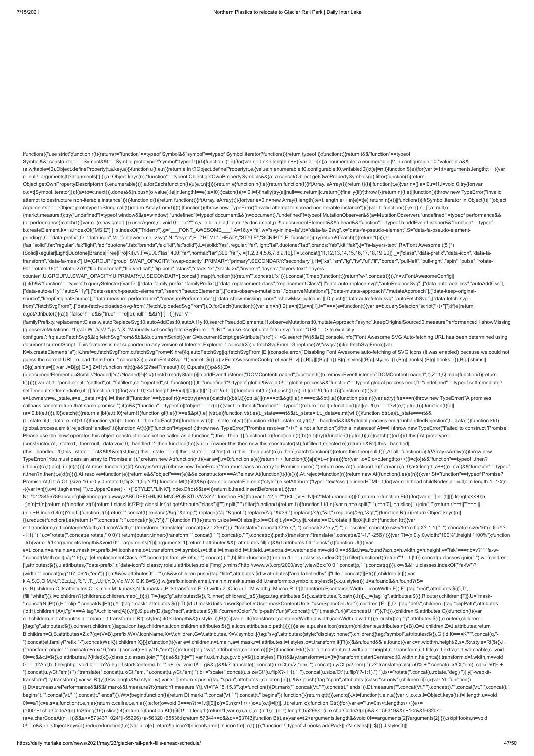```
!function(){"use strict";function r(t){return(r="function"==typeof Symbol&&"symbol"==typeof Symbol.iterator?function(t){return typeof t}:function(t){return t&&"function"==typeof
Symbol&&t.constructor===Symbol&&t!==Symbol.prototype?"symbol":typeof t})(t)}function i(t,e){for(var n=0;n<e.length;n++){var a=e[n];a.enumerable=a.enumerable||!1,a.configurable=!0,"value"in a&&
(a.writable=!0),Object.defineProperty(t,a.key,a)}}function u(t,e,n){return e in t?Object.defineProperty(t,e,{value:n,enumerable:!0,configurable:!0,writable:!0}):t[e]=n,t}function $(e){for(var t=1;t<arguments.length;t++){var
n=null!=arguments[t]?arguments[t]:{},a=Object.keys(n);"function"==typeof Object.getOwnPropertySymbols&&(a=a.concat(Object.getOwnPropertySymbols(n).filter(function(t){return
Object.getOwnPropertyDescriptor(n,t).enumerable}))),a.forEach(function(t){u(e,t,n[t])})}return e}function h(t,e){return function(t){if(Array.isArray(t))return t}(t)||function(t,e){var n=[],a=!0,r=!1,i=void 0;try{for(var
o,c=t[Symbol.iterator]();!(a=(o=c.next()).done)&&(n.push(o.value),!e||n.length!==e);a=!0);}catch(t){r=!0,i=t}finally{try{a||null==c.return||c.return()}finally{if(r)throw i}}return n}(t,e)||function(){throw new TypeError("Invalid
attempt to destructure non-iterable instance")}()}function d(t){return function(t){if(Array.isArray(t)){for(var e=0,n=new Array(t.length);e<t.length;e++)n[e]=t[e];return n}}(t)||function(t){if(Symbol.iterator in Object(t)||"[object
Arguments]"===Object.prototype.toString.call(t))return Array.from(t)}(t)||function(){throw new TypeError("Invalid attempt to spread non-iterable instance")}()}var t=function(){},e={},n={},a=null,o=
{mark:t,measure:t};try{"undefined"!=typeof window&&(e=window),"undefined"!=typeof document&&(n=document),"undefined"!=typeof MutationObserver&&(a=MutationObserver),"undefined"!=typeof performance&&
(o=performance)}catch(t){}var c=(e.navigator||{}).userAgent,s=void 0===c?"":c,v=e,b=n,l=a,f=o,m=!!v.document,p=!!b.documentElement&&!!b.head&&"function"==typeof b.addEventListener&&"function"==typeof
b.createElement,k=~s.indexOf("MSIE")||~s.indexOf("Trident/"),g="___FONT_AWESOME___",A=16,y="fa",w="svg-inline--fa",tt="data-fa-i2svg",x="data-fa-pseudo-element",S="data-fa-pseudo-element-
pending",C="data-prefix",O="data-icon",M="fontawesome-i2svg",N="async",P=["HTML","HEAD","STYLE","SCRIPT"],E=function(){try{return!0}catch(t){return!1}}(),z=
{fas:"solid",far:"regular",fal:"light",fad:"duotone",fab:"brands",fak:"kit",fa:"solid"},L={solid:"fas",regular:"far",light:"fal",duotone:"fad",brands:"fab",kit:"fak"},j="fa-layers-text",R=/Font Awesome ([5 ]*)
(Solid|Regular|Light|Duotone|Brands|Free|Pro|Kit).*/,F={900:"fas",400:"far",normal:"far",300:"fal"},I=[1,2,3,4,5,6,7,8,9,10],T=I.concat([11,12,13,14,15,16,17,18,19,20]),_=["class","data-prefix","data-icon","data-fa-
transform","data-fa-mask"],U={GROUP:"group",SWAP_OPACITY:"swap-opacity",PRIMARY:"primary",SECONDARY:"secondary"},H=["xs","sm","lg","fw","ul","li","border","pull-left","pull-right","spin","pulse","rotate-
90","rotate-180","rotate-270","flip-horizontal","flip-vertical","flip-both","stack","stack-1x","stack-2x","inverse","layers","layers-text","layers-
counter",U.GROUP,U.SWAP_OPACITY,U.PRIMARY,U.SECONDARY].concat(I.map(function(t){return"".concat(t,"x")})).concat(T.map(function(t){return"w-".concat(t)})),Y=v.FontAwesomeConfig||
{};if(b&&"function"==typeof b.querySelector){var D=[["data-family-prefix","familyPrefix"],["data-replacement-class","replacementClass"],["data-auto-replace-svg","autoReplaceSvg"],["data-auto-add-css","autoAddCss"],
["data-auto-a11y","autoA11y"],["data-search-pseudo-elements","searchPseudoElements"],["data-observe-mutations","observeMutations"],["data-mutate-approach","mutateApproach"],["data-keep-original-
source","keepOriginalSource"],["data-measure-performance","measurePerformance"],["data-show-missing-icons","showMissingIcons"]];D.push(["data-auto-fetch-svg","autoFetchSvg"],["data-fetch-svg-
from","fetchSvgFrom"],["data-fetch-uploaded-svg-from","fetchUploadedSvgFrom"]),D.forEach(function(t){var e,n=h(t,2),a=n[0],r=n[1],i=""===(e=function(t){var e=b.querySelector("script["+t+"]");if(e)return
e.getAttribute(t)}(a))||"false"!==e&&("true"===e||e);null!=i&&(Y[r]=i)})}var V=
{familyPrefix:y,replacementClass:w,autoReplaceSvg:!0,autoAddCss:!0,autoA11y:!0,searchPseudoElements:!1,observeMutations:!0,mutateApproach:"async",keepOriginalSource:!0,measurePerformance:!1,showMissing
(q.observeMutations=!1);var W=/\/js\/.*\.js.*/,X='Manually set config.fetchSvgFrom = "URL" or use <script data-fetch-svg-from="URL" ...> to explicitly
configure.';if(q.autoFetchSvg&&!q.fetchSvgFrom&&b&&b.currentScript){var G=b.currentScript.getAttribute("src");-1<G.search(W)&&(E||console.info("Font Awesome SVG Auto-fetching URL has been determined using
document.currentScript. This features is not supported in any version of Internet Explorer. ".concat(X)),q.fetchSvgFrom=G.replace(W,"/svgs"))}if(q.fetchSvgFrom){var
K=b.createElement("a");K.href=q.fetchSvgFrom,q.fetchSvgFrom=K.href}!q.autoFetchSvg||q.fetchSvgFrom||E||(console.error("Disabling Font Awesome auto-fetching of SVG icons (it was enabled) because we could not
guess the correct URL to load them from. ".concat(X)),q.autoFetchSvg=!1);var et=$({},q);v.FontAwesomeConfig=et;var B=v||{};B[g]||(B[g]={}),B[g].styles||(B[g].styles={}),B[g].hooks||(B[g].hooks={}),B[g].shims||
(B[g].shims=[]);var J=B[g],Q=[],Z=!1;function nt(t){p&&(Z?setTimeout(t,0):Q.push(t))}p&&((Z=
(b.documentElement.doScroll?/^loaded|^c/:/^loaded|^i|^c/).test(b.readyState))||b.addEventListener("DOMContentLoaded",function t(){b.removeEventListener("DOMContentLoaded",t),Z=1,Q.map(function(t){return
t()})}));var at,rt="pending",it="settled",ot="fulfilled",ct="rejected",st=function(){},lt="undefined"!=typeof global&&void 0!==global.process&&"function"==typeof global.process.emit,ft="undefined"==typeof setImmediate?
setTimeout:setImmediate,ut=[];function dt(){for(var t=0;t<ut.length;t++)ut[t][0](ut[t][1]);at=!(ut=[])}function mt(t,e){ut.push([t,e]),at||(at=!0,ft(dt,0))}function ht(t){var
e=t.owner,n=e._state,a=e._data,r=t[n],i=t.then;if("function"==typeof r){n=ot;try{a=r(a)}catch(t){bt(i,t)}}pt(i,a)||(n===ot&&gt(i,a),n===ct&&bt(i,a))}function pt(e,n){var a;try{if(e===n)throw new TypeError("A promises
callback cannot return that same promise.");if(n&&("function"==typeof n||"object"===r(n))){var t=n.then;if("function"==typeof t)return t.call(n,function(t){a||(a=!0,n===t?vt(e,t):gt(e,t))},function(t){a||
(a=!0,bt(e,t))}),!0}}catch(t){return a||bt(e,t),!0}return!1}function gt(t,e){t!==e&&pt(t,e)||vt(t,e)}function vt(t,e){t._state===rt&&(t._state=it,t._data=e,mt(wt,t))}function bt(t,e){t._state===rt&&
(t._state=it,t._data=e,mt(xt,t))}function yt(t){t._then=t._then.forEach(ht)}function wt(t){t._state=ot,yt(t)}function xt(t){t._state=ct,yt(t),!t._handled&&lt&&global.process.emit("unhandledRejection",t._data,t)}function kt(t)
{global.process.emit("rejectionHandled",t)}function At(t){if("function"!=typeof t)throw new TypeError("Promise resolver "+t+" is not a function");if(this instanceof At==!1)throw new TypeError("Failed to construct 'Promise':
Please use the 'new' operator, this object constructor cannot be called as a function.");this._then=[],function(t,e){function n(t){bt(e,t)}try{t(function(t){gt(e,t)},n)}catch(t){n(t)}}(t,this)}At.prototype=
{constructor:At,_state:rt,_then:null,_data:void 0,_handled:!1,then:function(t,e){var n={owner:this,then:new this.constructor(st),fulfilled:t,rejected:e};return!e&&!t||this._handled||
(this._handled=!0,this._state===ct&&lt&&mt(kt,this)),this._state===ot||this._state===ct?mt(ht,n):this._then.push(n),n.then},catch:function(t){return this.then(null,t)}},At.all=function(c){if(!Array.isArray(c))throw new
TypeError("You must pass an array to Promise.all().");return new At(function(n,t){var a=[],r=0;function e(e){return r++,function(t){a[e]=t,--r||n(a)}}for(var i,o=0;o<c.length;o++)(i=c[o])&&"function"==typeof i.then?
i.then(e(o),t):a[o]=i;r||n(a)})},At.race=function(r){if(!Array.isArray(r))throw new TypeError("You must pass an array to Promise.race().");return new At(function(t,e){for(var n,a=0;a<r.length;a++)(n=r[a])&&"function"==typeof
n.then?n.then(t,e):t(n)})},At.resolve=function(e){return e&&"object"===r(e)&&e.constructor===At?e:new At(function(t){t(e)})},At.reject=function(n){return new At(function(t,e){e(n)})};var St="function"==typeof Promise?
Promise:At,Ct=A,Ot={size:16,x:0,y:0,rotate:0,flipX:!1,flipY:!1};function Mt(t){if(t&&p){var e=b.createElement("style");e.setAttribute("type","text/css"),e.innerHTML=t;for(var n=b.head.childNodes,a=null,r=n.length-1;-1<r;r-
-){var i=n[r],o=(i.tagName||"").toUpperCase();-1<["STYLE","LINK"].indexOf(o)&&(a=i)}return b.head.insertBefore(e,a),t}}var
Nt="0123456789abcdefghijklmnopqrstuvwxyzABCDEFGHIJKLMNOPQRSTUVWXYZ";function Pt(){for(var t=12,e="";0<t--;)e+=Nt[62*Math.random()|0];return e}function Et(t){for(var e=[],n=(t||[]).length>>>0;n-
-;)e[n]=t[n];return e}function zt(t){return t.classList?Et(t.classList):(t.getAttribute("class")||"").split(" ").filter(function(t){return t})}function Lt(t,e){var n,a=e.split("-"),r=a[0],i=a.slice(1).join("-");return r!==t||""===i||
(n=i,~H.indexOf(n))?null:i}function jt(t){return"".concat(t).replace(/&/g,"&amp;").replace(/"/g,"&quot;").replace(/'/g,"&#39;").replace(/</g,"&lt;").replace(/>/g,"&gt;")}function Rt(n){return Object.keys(n||
{}).reduce(function(t,e){return t+"".concat(e,": ").concat(n[e],";")},"")}function Ft(t){return t.size!==Ot.size||t.x!==Ot.x||t.y!==Ot.y||t.rotate!==Ot.rotate||t.flipX||t.flipY}function It(t){var
e=t.transform,n=t.containerWidth,a=t.iconWidth,r={transform:"translate(".concat(n/2," 256)")},i="translate(".concat(32*e.x,", ").concat(32*e.y,") "),o="scale(".concat(e.size/16*(e.flipX?-1:1),", ").concat(e.size/16*(e.flipY?
-1:1),") "),c="rotate(".concat(e.rotate," 0 0)");return{outer:r,inner:{transform:"".concat(i," ").concat(o," ").concat(c)},path:{transform:"translate(".concat(a/2*-1," -256)")}}}var Tt={x:0,y:0,width:"100%",height:"100%"};function
_t(t){var e=!(1<arguments.length&&void 0!==arguments[1])||arguments[1];return t.attributes&&(t.attributes.fill||e)&&(t.attributes.fill="black"),t}function Ut(t){var
e=t.icons,n=e.main,a=e.mask,r=t.prefix,i=t.iconName,o=t.transform,c=t.symbol,s=t.title,l=t.maskId,f=t.titleId,u=t.extra,d=t.watchable,m=void 0!==d&&d,h=a.found?a:n,p=h.width,g=h.height,v="fak"===r,b=v?"":"fa-w-
".concat(Math.ceil(p/g*16)),y=[et.replacementClass,i?"".concat(et.familyPrefix,"-").concat(i):"",b].filter(function(t){return-1===u.classes.indexOf(t)}).filter(function(t){return""!==t||!!t}).concat(u.classes).join(" "),w={children:
[],attributes:$({},u.attributes,{"data-prefix":r,"data-icon":i,class:y,role:u.attributes.role||"img",xmlns:"http://www.w3.org/2000/svg",viewBox:"0 0 ".concat(p," ").concat(g)})},x=v&&!~u.classes.indexOf("fa-fw")?
{width:"".concat(p/g*16*.0625,"em")}:{};m&&(w.attributes[tt]=""),s&&w.children.push({tag:"title",attributes:{id:w.attributes["aria-labelledby"]||"title-".concat(f||Pt())},children:[s]});var
k,A,S,C,O,M,N,P,E,z,L,j,R,F,I,T,_,U,H,Y,D,V,q,W,X,G,K,B=$({},w,{prefix:r,iconName:i,main:n,mask:a,maskId:l,transform:o,symbol:c,styles:$({},x,u.styles)}),J=a.found&&n.found?(S=
(k=B).children,C=k.attributes,O=k.main,M=k.mask,N=k.maskId,P=k.transform,E=O.width,z=O.icon,L=M.width,j=M.icon,R=It({transform:P,containerWidth:L,iconWidth:E}),F={tag:"rect",attributes:$({},Tt,
{fill:"white"})},I=z.children?{children:z.children.map(_t)}:{},T={tag:"g",attributes:$({},R.inner),children:[_t($({tag:z.tag,attributes:$({},z.attributes,R.path)},I))]},_={tag:"g",attributes:$({},R.outer),children:[T]},U="mask-
".concat(N||Pt()),H="clip-".concat(N||Pt()),Y={tag:"mask",attributes:$({},Tt,{id:U,maskUnits:"userSpaceOnUse",maskContentUnits:"userSpaceOnUse"}),children:[F,_]},D={tag:"defs",children:[{tag:"clipPath",attributes:
{id:H},children:(A=j,"g"===A.tag?A.children:[A])},Y]},S.push(D,{tag:"rect",attributes:$({fill:"currentColor","clip-path":"url(#".concat(H,")"),mask:"url(#".concat(U,")")},Tt)}),{children:S,attributes:C}):function(t){var
e=t.children,n=t.attributes,a=t.main,r=t.transform,i=Rt(t.styles);if(0<i.length&&(n.style=i),Ft(r)){var o=It({transform:r,containerWidth:a.width,iconWidth:a.width});e.push({tag:"g",attributes:$({},o.outer),children:
[{tag:"g",attributes:$({},o.inner),children:[{tag:a.icon.tag,children:a.icon.children,attributes:$({},a.icon.attributes,o.path)}]}]})}else e.push(a.icon);return{children:e,attributes:n}}(B),Q=J.children,Z=J.attributes;return
B.children=Q,B.attributes=Z,c?(q=(V=B).prefix,W=V.iconName,X=V.children,G=V.attributes,K=V.symbol,[{tag:"svg",attributes:{style:"display: none;"},children:[{tag:"symbol",attributes:$({},G,{id:!0===K?"".concat(q,"-
").concat(et.familyPrefix,"-").concat(W):K}),children:X}]}]):function(t){var e=t.children,n=t.main,a=t.mask,r=t.attributes,i=t.styles,o=t.transform;if(Ft(o)&&n.found&&!a.found){var c=n.width/n.height/2,s=.5;r.style=Rt($({},i,
{"transform-origin":"".concat(c+o.x/16,"em ").concat(s+o.y/16,"em")}))}return[{tag:"svg",attributes:r,children:e}]}(B)}function Ht(t){var e=t.content,n=t.width,a=t.height,r=t.transform,i=t.title,o=t.extra,c=t.watchable,s=void
0!==c&&c,l=$({},o.attributes,i?{title:i}:{},{class:o.classes.join(" ")});s&&(l[tt]="");var f,u,d,m,h,p,g,v,b,y=$({},o.styles);Ft(r)&&(y.transform=(u=(f={transform:r,startCentered:!0,width:n,height:a}).transform,d=f.width,m=void
0===d?A:d,h=f.height,p=void 0===h?A:h,g=f.startCentered,b="",b+=(v=void 0!==g&&g)&&k?"translate(".concat(u.x/Ct-m/2,"em, ").concat(u.y/Ct-p/2,"em) "):v?"translate(calc(-50% + ".concat(u.x/Ct,"em), calc(-50% +
").concat(u.y/Ct,"em)) "):"translate(".concat(u.x/Ct,"em, ").concat(u.y/Ct,"em) "),b+="scale(".concat(u.size/Ct*(u.flipX?-1:1),", ").concat(u.size/Ct*(u.flipY?-1:1),") "),b+="rotate(".concat(u.rotate,"deg) "),y["-webkit-
transform"]=y.transform);var w=Rt(y);0<w.length&&(l.style=w);var x=[];return x.push({tag:"span",attributes:l,children:[e]}),i&&x.push({tag:"span",attributes:{class:"sr-only"},children:[i]}),x}var Yt=function()
{},Dt=et.measurePerformance&&f&&f.mark&&f.measure?f:{mark:Yt,measure:Yt},Vt='FA "5.15.3"',qt=function(t){Dt.mark("".concat(Vt," ").concat(t," ends")),Dt.measure("".concat(Vt," ").concat(t),"".concat(Vt," ").concat(t,"
begins"),"".concat(Vt," ").concat(t," ends"))},Wt={begin:function(t){return Dt.mark("".concat(Vt," ").concat(t," begins")),function(){return qt(t)}},end:qt},Xt=function(t,e,n,a){var r,i,o,c,s,l=Object.keys(t),f=l.length,u=void
0!==a?(c=e,s=a,function(t,e,n,a){return c.call(s,t,e,n,a)}):e;for(o=void 0===n?(r=1,t[l[0]]):(r=0,n);r<f;r++)o=u(o,t[i=l[r]],i,t);return o};function Gt(t){for(var e="",n=0;n<t.length;n++){e+=
("000"+t.charCodeAt(n).toString(16)).slice(-4)}return e}function Kt(t){if(1!==t.length)return!1;var e,n,a,r,i,o=(n=0,r=(e=t).length,55296<=(i=e.charCodeAt(n))&&i<=56319&&n+1<r&&56320<=
(a=e.charCodeAt(n+1))&&a<=57343?1024*(i-55296)+a-56320+65536:i);return 57344<=o&&o<=63743}function Bt(t,a){var e=(2<arguments.length&&void 0!==arguments[2]?arguments[2]:{}).skipHooks,n=void
0!==e&&e,r=Object.keys(a).reduce(function(t,e){var n=a[e];return!!n.icon?t[n.iconName]=n.icon:t[e]=n,t},{});"function"!=typeof J.hooks.addPack||n?J.styles[t]=$({},J.styles[t]||
```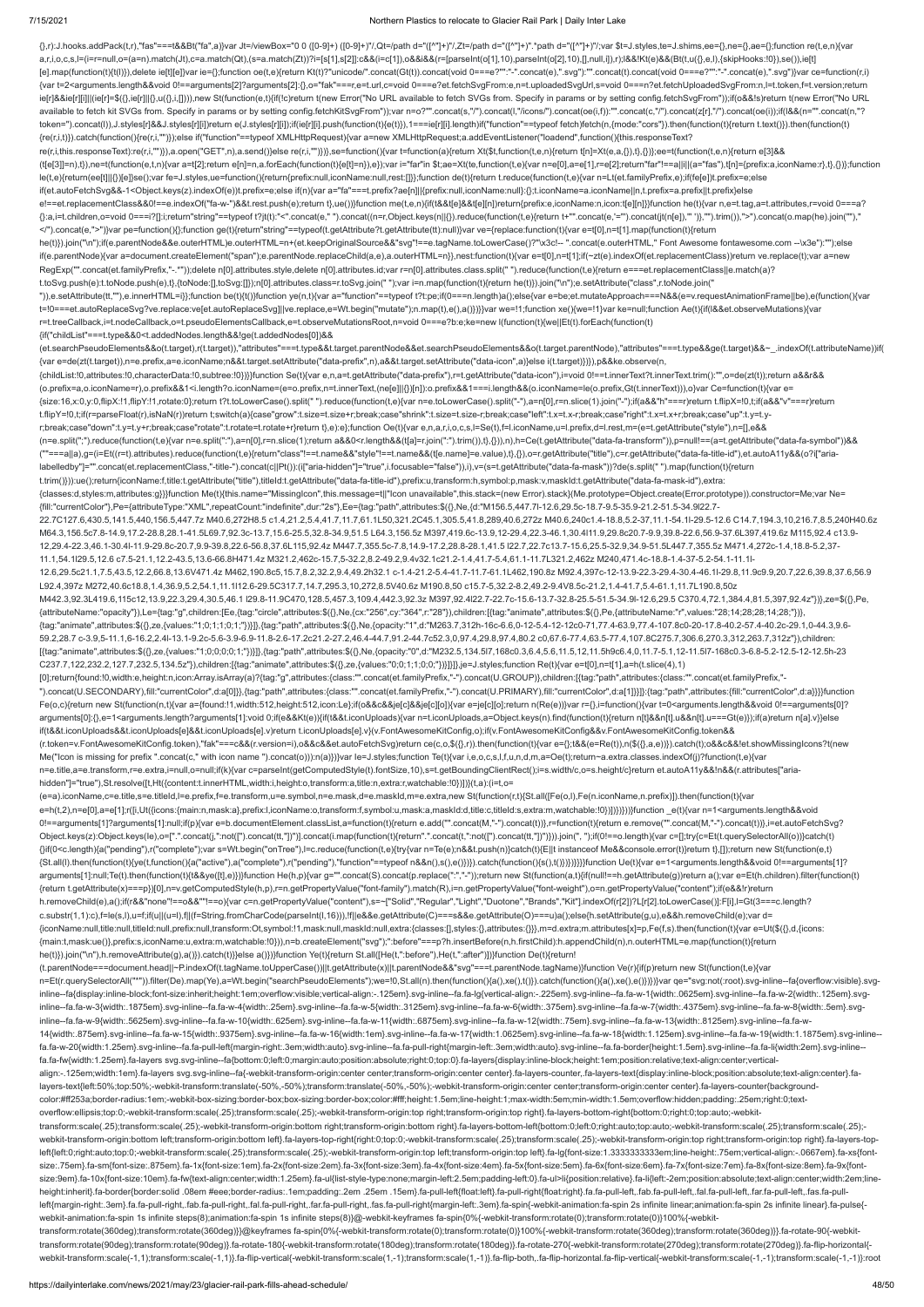```
{},r):J.hooks.addPack(t,r),"fas"===t&&Bt("fa",a)}var Jt=/viewBox="0 0 ([0-9]+) ([0-9]+)"/,Qt=/path d="([^"]+)"/,Zt=/path d="([^"]+)".*path d="([^"]+)"/;var $t=J.styles,te=J.shims,ee={},ne={},ae={};function re(t,e,n){var a,r,i,o,c,s,l=(i=r=null,o=(a=n).match(Jt),c=a.match(Qt),(s=a.match(Zt))?l=[s[1],s[2]]:c&&(i=c[1]),o&&i&&(r=[parseInt(o[1],10),parseInt(o[2],10),[],null,i]),r);!l&&!Kt(e)&&(Bt(t,u({},e,l),{skipHooks:!0}),se()),ie[t][e].map(function(t){t(l)}),delete ie[t][e]}var ie={};function oe(t,e){return Kt(t)?"unicode/".concat(Gt(t)).concat(void 0===e?"":"-".concat(e),".svg"):"".concat(t).concat(void 0===e?"":"-".concat(e),".svg")}var ce=function(r,i){var t=2<arguments.length&&void 0!==arguments[2]?arguments[2]:{},o="fak"===r,e=t.url,c=void 0===e?et.fetchSvgFrom:e,n=t.uploadedSvgUrl,s=void 0===n?et.fetchUploadedSvgFrom:n,l=t.token,f=et.version;return ie[r]&&ie[r][i]||(ie[r]=${{},ie[r]||{},u({},i,[])}),new St(function(e,t){if(!c)return t(new Error("No URL available to fetch SVGs from. Specify in params or by setting config.fetchSvgFrom"));if(o&&!s)return t(new Error("No URL available to fetch kit SVGs from. Specify in params or by setting config.fetchKitSvgFrom"));var n=o?"".concat(s,"/").concat(l,"/icons/").concat(oe(i,f)):"".concat(c,"/").concat(z[r],"/").concat(oe(i));if(l&&(n="".concat(n,"?token=").concat(l)),J.styles[r]&&J.styles[r][i])return e(J.styles[r][i]);if(ie[r][i].push(function(t){e(t)}),1===ie[r][i].length)if("function"==typeof fetch)fetch(n,{mode:"cors"}).then(function(t){return t.text()}).then(function(t){re(r,i,t)}).catch(function(){re(r,i,"")});else if("function"==typeof XMLHttpRequest){var a=new XMLHttpRequest;a.addEventListener("loadend",function(){this.responseText?re(r,i,this.responseText):re(r,i,"")}),a.open("GET",n),a.send()}else re(r,i,"")})},se=function(){var t=function(a){return Xt($t,function(t,e,n){return t[n]=Xt(e,a,{}),t},{})};ee=t(function(t,e,n){return e[3]&&(t[e[3]]=n),t}),ne=t(function(e,t,n){var a=t[2];return e[n]=n,a.forEach(function(t){e[t]=n}),e});var i="far"in $t;ae=Xt(te,function(t,e){var n=e[0],a=e[1],r=e[2];return"far"!==a||i||(a="fas"),t[n]={prefix:a,iconName:r},t},{})};function le(t,e){return(ee[t]||{})[e]}se();var fe=J.styles,ue=function(){return{prefix:null,iconName:null,rest:[]}};function de(t){return t.reduce(function(t,e){var n=Lt(et.familyPrefix,e);if(fe[e])t.prefix=e;else if(et.autoFetchSvg&&-1<Object.keys(z).indexOf(e))t.prefix=e;else if(n){var a="fa"===t.prefix?ae[n]||{prefix:null,iconName:null}:{};t.iconName=a.iconName||n,t.prefix=a.prefix||t.prefix}else e!==et.replacementClass&&0!==e.indexOf("fa-w-")&&t.rest.push(e);return t},ue())}function me(t,e,n){if(t&&t[e]&&t[e][n])return{prefix:e,iconName:n,icon:t[e][n]}}function he(t){var n,e=t.tag,a=t.attributes,r=void 0===a?{}:a,i=t.children,o=void 0===i?[]:i;return"string"==typeof t?jt(t):"<".concat(e," ").concat((n=r,Object.keys(n||{}).reduce(function(t,e){return t+"".concat(e,'="').concat(jt(n[e]),'" ')},"").trim()),">").concat(o.map(he).join(""),"</").concat(e,">")}var pe=function(){};function ge(t){return"string"==typeof(t.getAttribute?t.getAttribute(tt):null)}var ve={replace:function(t){var e=t[0],n=t[1].map(function(t){return he(t)}).join("\n");if(e.parentNode&&e.outerHTML)e.outerHTML=n+(et.keepOriginalSource&&"svg"!==e.tagName.toLowerCase()?"\x3c!-- ".concat(e.outerHTML," Font Awesome fontawesome.com --\x3e"):"");else if(e.parentNode){var a=document.createElement("span");e.parentNode.replaceChild(a,e),a.outerHTML=n}},nest:function(t){var e=t[0],n=t[1];if(~zt(e).indexOf(et.replacementClass))return ve.replace(t);var a=new RegExp("".concat(et.familyPrefix,"-.*"));delete n[0].attributes.style,delete n[0].attributes.id;var r=n[0].attributes.class.split(" ").reduce(function(t,e){return e===et.replacementClass||e.match(a)?t.toSvg.push(e):t.toNode.push(e),t},{toNode:[],toSvg:[]});n[0].attributes.class=r.toSvg.join(" ");var i=n.map(function(t){return he(t)}).join("\n");e.setAttribute("class",r.toNode.join(" ")),e.setAttribute(tt,""),e.innerHTML=i}};function be(t){t()}function ye(n,t){var a="function"==typeof t?t:pe;if(0===n.length)a();else{var e=be;et.mutateApproach===N&&(e=v.requestAnimationFrame||be),e(function(){var t=!0===et.autoReplaceSvg?ve.replace:ve[et.autoReplaceSvg]||ve.replace,e=Wt.begin("mutate");n.map(t),e(),a()})}}var we=!1;function xe(){we=!1}var ke=null;function Ae(t){if(l&&et.observeMutations){var r=t.treeCallback,i=t.nodeCallback,o=t.pseudoElementsCallback,e=t.observeMutationsRoot,n=void 0===e?b:e;ke=new l(function(t){we||Et(t).forEach(function(t){if("childList"===t.type&&0<t.addedNodes.length&&!ge(t.addedNodes[0])&&(et.searchPseudoElements&&o(t.target),r(t.target)),"attributes"===t.type&&t.target.parentNode&&et.searchPseudoElements&&o(t.target.parentNode),"attributes"===t.type&&ge(t.target)&&~_.indexOf(t.attributeName))if("class"===t.attributeName){var e=de(zt(t.target)),n=e.prefix,a=e.iconName;n&&t.target.setAttribute("data-prefix",n),a&&t.target.setAttribute("data-icon",a)}else i(t.target)})}),p&&ke.observe(n,{childList:!0,attributes:!0,characterData:!0,subtree:!0})}}function Se(t){var e,n,a=t.getAttribute("data-prefix"),r=t.getAttribute("data-icon"),i=void 0!==t.innerText?t.innerText.trim():"",o=de(zt(t));return a&&r&&(o.prefix=a,o.iconName=r),o.prefix&&1<i.length?o.iconName=(e=o.prefix,n=t.innerText,(ne[e]||{})[n]):o.prefix&&1===i.length&&(o.iconName=le(o.prefix,Gt(t.innerText))),o}var Ce=function(t){var e={size:16,x:0,y:0,flipX:!1,flipY:!1,rotate:0};return t?t.toLowerCase().split(" ").reduce(function(t,e){var n=e.toLowerCase().split("-"),a=n[0],r=n.slice(1).join("-");if(a&&"h"===r)return t.flipX=!0,t;if(a&&"v"===r)return t.flipY=!0,t;if(r=parseFloat(r),isNaN(r))return t;switch(a){case"grow":t.size=t.size+r;break;case"shrink":t.size=t.size-r;break;case"left":t.x=t.x-r;break;case"right":t.x=t.x+r;break;case"up":t.y=t.y-r;break;case"down":t.y=t.y+r;break;case"rotate":t.rotate=t.rotate+r}return t},e):e};function Oe(t){var e,n,a,r,i,o,c,s,l=Se(t),f=l.iconName,u=l.prefix,d=l.rest,m=(e=t.getAttribute("style"),n=[],e&&(n=e.split(";").reduce(function(t,e){var n=e.split(":"),a=n[0],r=n.slice(1);return a&&0<r.length&&(t[a]=r.join(":").trim()),t},{})),n),h=Ce(t.getAttribute("data-fa-transform")),p=null!==(a=t.getAttribute("data-fa-symbol"))&&(""===a||a),g=(i=Et((r=t).attributes).reduce(function(t,e){return"class"!==t.name&&"style"!==t.name&&(t[e.name]=e.value),t},{}),o=r.getAttribute("title"),c=r.getAttribute("data-fa-title-id"),et.autoA11y&&(o?i["aria-labelledby"]="".concat(et.replacementClass,"-title-").concat(c||Pt()):(i["aria-hidden"]="true",i.focusable="false")),i),v=(s=t.getAttribute("data-fa-mask"))?de(s.split(" ").map(function(t){return t.trim()})):ue();return{iconName:f,title:t.getAttribute("title"),titleId:t.getAttribute("data-fa-title-id"),prefix:u,transform:h,symbol:p,mask:v,maskId:t.getAttribute("data-fa-mask-id"),extra:{classes:d,styles:m,attributes:g}}}function Me(t){this.name="MissingIcon",this.message=t||"Icon unavailable",this.stack=(new Error).stack}(Me.prototype=Object.create(Error.prototype)).constructor=Me;var Ne={fill:"currentColor"},Pe={attributeType:"XML",repeatCount:"indefinite",dur:"2s"},Ee={tag:"path",attributes:${{},Ne,{d:"M156.5,447.7l-12.6,29.5c-18.7-9.5-35.9-21.2-51.5-34.9l22.7-22.7C127.6,430.5,141.5,440,156.5,447.7z M40.6,272H8.5 c1.4,21.2,5.4,41.7,11.7,61.1L50,321.2C45.1,305.5,41.8,289,40.6,272z M40.6,240c1.4-18.8,5.2-37,11.1-54.1l-29.5-12.6 C14.7,194.3,10,216.7,8.5,240H40.6z M64.3,156.5c7.8-14.9,17.2-28.8,28.1-41.5L69.7,92.3c-13.7,15.6-25.5,32.8-34.9,51.5 L64.3,156.5z M397,419.6c-13.9,12-29.4,22.3-46.1,30.4l11.9,29.8c20.7-9.9,39.8-22.6,56.9-37.6L397,419.6z M115,92.4 c13.9-12,29.4-22.3,46.1-30.4l-11.9-29.8c-20.7,9.9-39.8,22.6-56.8,37.6L115,92.4z M447.7,355.5c-7.8,14.9-17.2,28.8-28.1,41.5 l22.7,22.7c13.7-15.6,25.5-32.9,34.9-51.5L447.7,355.5z M471.4,272c-1.4,18.8-5.2,37-11.1,54.1l29.5,12.6 c7.5-21.1,12.2-43.5,13.6-66.8H471.4z M321.2,462c-15.7,5-32.2,8.2-49.2,9.4v32.1c21.2-1.4,41.7-5.4,61.1-11.7L321.2,462z M240,471.4c-18.8-1.4-37-5.2-54.1-11.1l-12.6,29.5c21.1,7.5,43.5,12.2,66.8,13.6V471.4z M462,190.8c5,15.7,8.2,32.2,9.4,49.2h32.1 c-1.4-21.2-5.4-41.7-11.7-61.1L462,190.8z M92.4,397c-12-13.9-22.3-29.4-30.4-46.1l-29.8,11.9c9.9,20.7,22.6,39.8,37.6,56.9 L92.4,397z M272,40.6c18.8,1.4,36.9,5.2,54.1,11.1l12.6-29.5C317.7,14.7,295.3,10,272,8.5V40.6z M190.8,50 c15.7-5,32.2-8.2,49.2-9.4V8.5c-21.2,1.4-41.7,5.4-61.1,11.7L190.8,50z M442.3,92.3L419.6,115c12,13.9,22.3,29.4,30.5,46.1 l29.8-11.9C470,128.5,457.3,109.4,442.3,92.3z M397,92.4l22.7-22.7c-15.6-13.7-32.8-25.5-51.5-34.9l-12.6,29.5 C370.4,72.1,384.4,81.5,397,92.4z"})},ze=${{},Pe,{attributeName:"opacity"}},Le={tag:"g",children:[Ee,{tag:"circle",attributes:${{},Ne,{cx:"256",cy:"364",r:"28"}),children:[{tag:"animate",attributes:${{},Pe,{attributeName:"r",values:"28;14;28;28;14;28;"})},{tag:"animate",attributes:${{},ze,{values:"1;0;1;1;0;1;"})}]},{tag:"path",attributes:${{},Ne,{opacity:"1",d:"M263.7,312h-16c-6.6,0-12-5.4-12-12c0-71,77.4-63.9,77.4-107.8c0-20-17.8-40.2-57.4-40.2c-29.1,0-44.3,9.6-59.2,28.7 c-3.9,5-11.1,6-16.2,2.4l-13.1-9.2c-5.6-3.9-6.9-11.8-2.6-17.2c21.2-27.2,46.4-44.7,91.2-44.7c52.3,0,97.4,29.8,97.4,80.2 c0,67.6-77.4,63.5-77.4,107.8C275.7,306.6,270.3,312,263.7,312z"}),children:[{tag:"animate",attributes:${{},ze,{values:"1;0;0;0;0;1;"})}]},{tag:"path",attributes:${{},Ne,{opacity:"0",d:"M232.5,134.5l7,168c0.3,6.4,5.6,11.5,12,11.5h9c6.4,0,11.7-5.1,12-11.5l7-168c0.3-6.8-5.2-12.5-12-12.5h-23 C237.7,122,232.2,127.7,232.5,134.5z"}),children:[{tag:"animate",attributes:${{},ze,{values:"0;0;1;1;0;0;"})}]}]},je=J.styles;function Re(t){var e=t[0],n=t[1],a=h(t.slice(4),1)[0];return{found:!0,width:e,height:n,icon:Array.isArray(a)?{tag:"g",attributes:{class:"".concat(et.familyPrefix,"-").concat(U.GROUP)},children:[{tag:"path",attributes:{class:"".concat(et.familyPrefix,"-").concat(U.SECONDARY),fill:"currentColor",d:a[0]}},{tag:"path",attributes:{class:"".concat(et.familyPrefix,"-").concat(U.PRIMARY),fill:"currentColor",d:a[1]}}]}:{tag:"path",attributes:{fill:"currentColor",d:a}}}}function Fe(o,c){return new St(function(n,t){var a={found:!1,width:512,height:512,icon:Le};if(o&&c&&je[c]&&je[c][o]){var e=je[c][o];return n(Re(e))}var r={},i=function(){var t=0<arguments.length&&void 0!==arguments[0]?arguments[0]:{},e=1<arguments.length?arguments[1]:void 0;if(e&&Kt(e)){if(t&&t.iconUploads){var n=t.iconUploads,a=Object.keys(n).find(function(t){return n[t]&&n[t].u&&n[t].u===Gt(e)});if(a)return n[a].v}}else if(t&&t.iconUploads&&t.iconUploads[e]&&t.iconUploads[e].v)return t.iconUploads[e].v}(v.FontAwesomeKitConfig,o);if(v.FontAwesomeKitConfig&&v.FontAwesomeKitConfig.token&&(r.token=v.FontAwesomeKitConfig.token),"fak"===c&&(r.version=i),o&&c&&et.autoFetchSvg)return ce(c,o,${{},r}).then(function(t){var e={};t&&(e=Re(t)),n(${{},a,e})}).catch(t);o&&c&&!et.showMissingIcons?t(new Me("Icon is missing for prefix ".concat(c,", with icon name ").concat(o))):n(a)})}var Ie=J.styles;function Te(t){var i,e,o,c,s,l,f,u,n,d,m,a=Oe(t);return~a.transform.indexOf(j)?function(t,e){var n=e.title,a=e.transform,r=e.extra,i=null,o=null;if(k){var c=parseInt(getComputedStyle(t).fontSize,10),s=t.getBoundingClientRect();i=s.width/c,o=s.height/c}return et.autoA11y&&!n&&(r.attributes["aria-hidden"]="true"),St.resolve([t,Ht({content:t.innerHTML,width:i,height:o,transform:a,title:n,extra:r,watchable:!0})])}(t,a):(i=t,o=(e=a).iconName,c=e.title,s=e.titleId,l=e.prefix,f=e.transform,u=e.symbol,n=e.mask,d=e.maskId,m=e.extra,new St(function(r,t){St.all([Fe(o,l),Fe(n.iconName,n.prefix)]).then(function(t){var e=h(t,2),n=e[0],a=e[1];r([i,Ut({icons:{main:n,mask:a},prefix:l,iconName:o,transform:f,symbol:u,mask:a,maskId:d,title:c,titleId:s,extra:m,watchable:!0})])})}))}function _e(t){var n=1<arguments.length&&void 0!==arguments[1]?arguments[1]:null;if(p){var e=b.documentElement.classList,a=function(t){return e.add("".concat(M,"-").concat(t))},r=function(t){return e.remove("".concat(M,"-").concat(t))},i=et.autoFetchSvg?Object.keys(z):Object.keys(Ie),o=[".".concat(j,":not([").concat(tt,"])")].concat(i.map(function(t){return".".concat(t,":not([").concat(tt,"])")})).join(", ");if(0!==o.length){var c=[];try{c=Et(t.querySelectorAll(o))}catch(t){}if(0<c.length){a("pending"),r("complete");var s=Wt.begin("onTree"),l=c.reduce(function(t,e){try{var n=Te(e);n&&t.push(n)}catch(t){E||t instanceof Me&&console.error(t)}return t},[]);return new St(function(e,t){St.all(l).then(function(t){ye(t,function(){a("active"),a("complete"),r("pending"),"function"==typeof n&&n(),s(),e()})}).catch(function(){s(),t()})})}}}}function Ue(t){var e=1<arguments.length&&void 0!==arguments[1]?arguments[1]:null;Te(t).then(function(t){t&&ye([t],e)})}function He(h,p){var g="".concat(S).concat(p.replace(":","-"));return new St(function(a,t){if(null!==h.getAttribute(g))return a();var e=Et(h.children).filter(function(t){return t.getAttribute(x)===p})[0],n=v.getComputedStyle(h,p),r=n.getPropertyValue("font-family").match(R),i=n.getPropertyValue("font-weight"),o=n.getPropertyValue("content");if(e&&!r)return h.removeChild(e),a();if(r&&"none"!==o&&""!==o){var c=n.getPropertyValue("content"),s=~["Solid","Regular","Light","Duotone","Brands","Kit"].indexOf(r[2])?L[r[2].toLowerCase()]:F[i],l=Gt(3===c.length?c.substr(1,1):c),f=le(s,l),u=f;if(u||(u=l),f||(f=String.fromCharCode(parseInt(l,16))),!f||e&&e.getAttribute(C)===s&&e.getAttribute(O)===u)a();else{h.setAttribute(g,u),e&&h.removeChild(e);var d={iconName:null,title:null,titleId:null,prefix:null,transform:Ot,symbol:!1,mask:null,maskId:null,extra:{classes:[],styles:{},attributes:{}}},m=d.extra;m.attributes[x]=p,Fe(f,s).then(function(t){var e=Ut(${{},d,{icons:{main:t,mask:ue()},prefix:s,iconName:u,extra:m,watchable:!0}}),n=b.createElement("svg");":before"===p?h.insertBefore(n,h.firstChild):h.appendChild(n),n.outerHTML=e.map(function(t){return he(t)}).join("\n"),h.removeAttribute(g),a()}).catch(t)}}else a()})}function Ye(t){return St.all([He(t,":before"),He(t,":after")])}function De(t){return!(t.parentNode===document.head||~P.indexOf(t.tagName.toUpperCase())||t.getAttribute(x)||t.parentNode&&"svg"===t.parentNode.tagName)}function Ve(r){if(p)return new St(function(t,e){var n=Et(r.querySelectorAll("*")).filter(De).map(Ye),a=Wt.begin("searchPseudoElements");we=!0,St.all(n).then(function(){a(),xe(),t()}).catch(function(){a(),xe(),e()})})}var qe="svg:not(:root).svg-inline--fa{overflow:visible}.svg-inline--fa{display:inline-block;font-size:inherit;height:1em;overflow:visible;vertical-align:-.125em}.svg-inline--fa.fa-lg{vertical-align:-.225em}.svg-inline--fa.fa-w-1{width:.0625em}.svg-inline--fa.fa-w-2{width:.125em}.svg-inline--fa.fa-w-3{width:.1875em}.svg-inline--fa.fa-w-4{width:.25em}.svg-inline--fa.fa-w-5{width:.3125em}.svg-inline--fa.fa-w-6{width:.375em}.svg-inline--fa.fa-w-7{width:.4375em}.svg-inline--fa.fa-w-8{width:.5em}.svg-inline--fa.fa-w-9{width:.5625em}.svg-inline--fa.fa-w-10{width:.625em}.svg-inline--fa.fa-w-11{width:.6875em}.svg-inline--fa.fa-w-12{width:.75em}.svg-inline--fa.fa-w-13{width:.8125em}.svg-inline--fa.fa-w-14{width:.875em}.svg-inline--fa.fa-w-15{width:.9375em}.svg-inline--fa.fa-w-16{width:1em}.svg-inline--fa.fa-w-17{width:1.0625em}.svg-inline--fa.fa-w-18{width:1.125em}.svg-inline--fa.fa-w-19{width:1.1875em}.svg-inline--fa.fa-w-20{width:1.25em}.svg-inline--fa.fa-pull-left{margin-right:.3em;width:auto}.svg-inline--fa.fa-pull-right{margin-left:.3em;width:auto}.svg-inline--fa.fa-border{height:1.5em}.svg-inline--fa.fa-li{width:2em}.svg-inline--fa.fa-fw{width:1.25em}.fa-layers svg.svg-inline--fa{bottom:0;left:0;margin:auto;position:absolute;right:0;top:0}.fa-layers{display:inline-block;height:1em;position:relative;text-align:center;vertical-align:-.125em;width:1em}.fa-layers svg.svg-inline--fa{-webkit-transform-origin:center center;transform-origin:center center}.fa-layers-counter,.fa-layers-text{display:inline-block;position:absolute;text-align:center}.fa-layers-text{left:50%;top:50%;-webkit-transform:translate(-50%,-50%);transform:translate(-50%,-50%);-webkit-transform-origin:center center;transform-origin:center center}.fa-layers-counter{background-color:#ff253a;border-radius:1em;-webkit-box-sizing:border-box;box-sizing:border-box;color:#fff;height:1.5em;line-height:1;max-width:5em;min-width:1.5em;overflow:hidden;padding:.25em;right:0;text-overflow:ellipsis;top:0;-webkit-transform:scale(.25);transform:scale(.25);-webkit-transform-origin:top right;transform-origin:top right}.fa-layers-bottom-right{bottom:0;right:0;top:auto;-webkit-transform:scale(.25);transform:scale(.25);-webkit-transform-origin:bottom right;transform-origin:bottom right}.fa-layers-bottom-left{bottom:0;left:0;right:auto;top:auto;-webkit-transform:scale(.25);transform:scale(.25);-webkit-transform-origin:bottom left;transform-origin:bottom left}.fa-layers-top-right{right:0;top:0;-webkit-transform:scale(.25);transform:scale(.25);-webkit-transform-origin:top right;transform-origin:top right}.fa-layers-top-left{left:0;right:auto;top:0;-webkit-transform:scale(.25);transform:scale(.25);-webkit-transform-origin:top left;transform-origin:top left}.fa-lg{font-size:1.3333333333em;line-height:.75em;vertical-align:-.0667em}.fa-xs{font-size:.75em}.fa-sm{font-size:.875em}.fa-1x{font-size:1em}.fa-2x{font-size:2em}.fa-3x{font-size:3em}.fa-4x{font-size:4em}.fa-5x{font-size:5em}.fa-6x{font-size:6em}.fa-7x{font-size:7em}.fa-8x{font-size:8em}.fa-9x{font-size:9em}.fa-10x{font-size:10em}.fa-fw{text-align:center;width:1.25em}.fa-ul{list-style-type:none;margin-left:2.5em;padding-left:0}.fa-ul>li{position:relative}.fa-li{left:-2em;position:absolute;text-align:center;width:2em;line-height:inherit}.fa-border{border:solid .08em #eee;border-radius:.1em;padding:.2em .25em .15em}.fa-pull-left{float:left}.fa-pull-right{float:right}.fa.fa-pull-left,.fab.fa-pull-left,.fal.fa-pull-left,.far.fa-pull-left,.fas.fa-pull-left{margin-right:.3em}.fa.fa-pull-right,.fab.fa-pull-right,.fal.fa-pull-right,.far.fa-pull-right,.fas.fa-pull-right{margin-left:.3em}.fa-spin{-webkit-animation:fa-spin 2s infinite linear;animation:fa-spin 2s infinite linear}.fa-pulse{-webkit-animation:fa-spin 1s infinite steps(8);animation:fa-spin 1s infinite steps(8)}@-webkit-keyframes fa-spin{0%{-webkit-transform:rotate(0);transform:rotate(0)}100%{-webkit-transform:rotate(360deg);transform:rotate(360deg)}}@keyframes fa-spin{0%{-webkit-transform:rotate(0);transform:rotate(0)}100%{-webkit-transform:rotate(360deg);transform:rotate(360deg)}}.fa-rotate-90{-webkit-transform:rotate(90deg);transform:rotate(90deg)}.fa-rotate-180{-webkit-transform:rotate(180deg);transform:rotate(180deg)}.fa-rotate-270{-webkit-transform:rotate(270deg);transform:rotate(270deg)}.fa-flip-horizontal{-webkit-transform:scale(-1,1);transform:scale(-1,1)}.fa-flip-vertical{-webkit-transform:scale(1,-1);transform:scale(1,-1)}.fa-flip-both,.fa-flip-horizontal.fa-flip-vertical{-webkit-transform:scale(-1,-1);transform:scale(-1,-1)}:root
```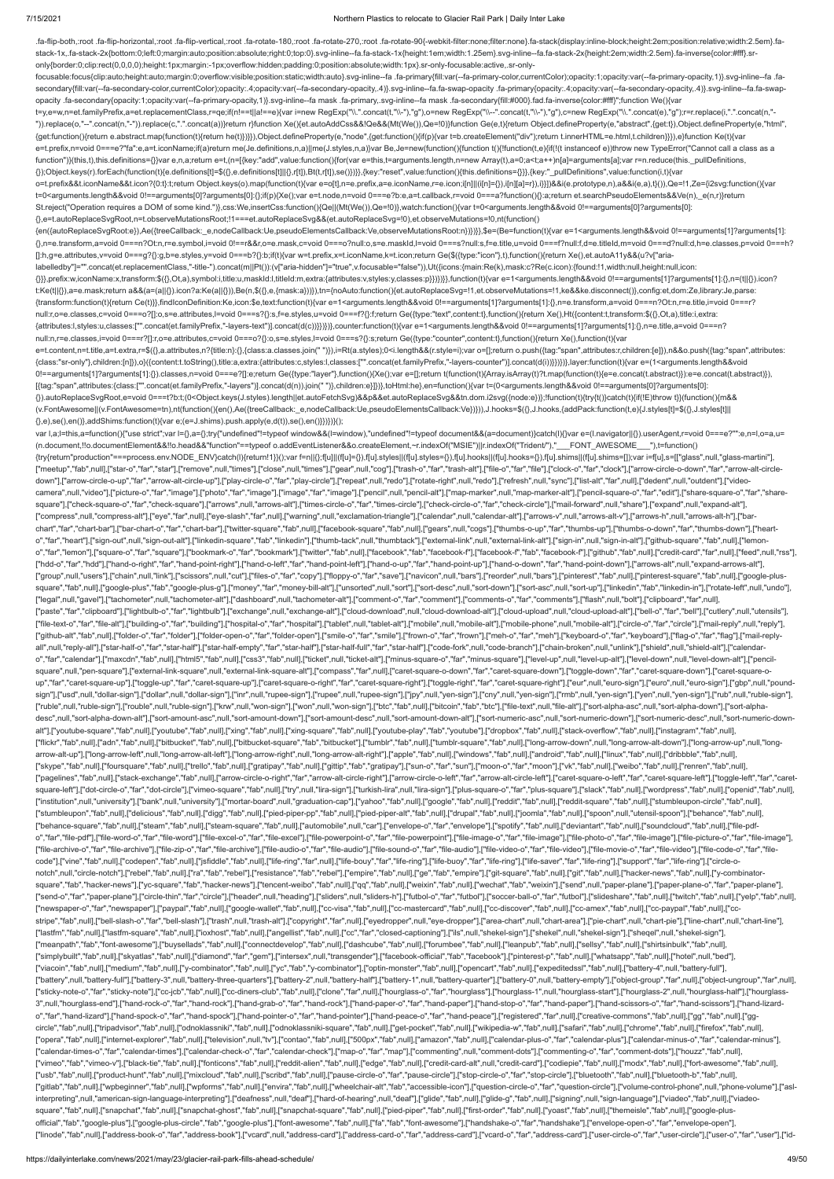```
.fa-flip-both,:root .fa-flip-horizontal,:root .fa-flip-vertical,:root .fa-rotate-180,:root .fa-rotate-270,:root .fa-rotate-90{-webkit-filter:none;filter:none}.fa-stack{display:inline-block;height:2em;position:relative;width:2.5em}.fa-stack-1x,.fa-stack-2x{bottom:0;left:0;margin:auto;position:absolute;right:0;top:0}.svg-inline--fa.fa-stack-1x{height:1em;width:1.25em}.svg-inline--fa.fa-stack-2x{height:2em;width:2.5em}.fa-inverse{color:#fff}.sr-only{border:0;clip:rect(0,0,0,0);height:1px;margin:-1px;overflow:hidden;padding:0;position:absolute;width:1px}.sr-only-focusable:active,.sr-only-focusable:focus{clip:auto;height:auto;margin:0;overflow:visible;position:static;width:auto}.svg-inline--fa .fa-primary{fill:var(--fa-primary-color,currentColor);opacity:1;opacity:var(--fa-primary-opacity,1)}.svg-inline--fa .fa-secondary{fill:var(--fa-secondary-color,currentColor);opacity:.4;opacity:var(--fa-secondary-opacity,.4)}.svg-inline--fa.fa-swap-opacity .fa-primary{opacity:.4;opacity:var(--fa-secondary-opacity,.4)}.svg-inline--fa.fa-swap-opacity .fa-secondary{opacity:1;opacity:var(--fa-primary-opacity,1)}.svg-inline--fa mask .fa-primary,.svg-inline--fa mask .fa-secondary{fill:#000}.fad.fa-inverse{color:#fff}";function We(){var t=y,e=w,n=et.familyPrefix,a=et.replacementClass,r=qe;if(n!==t||a!==e){var i=new RegExp("\\.".concat(t,"\\-"),"g"),o=new RegExp("\\--".concat(t,"\\-"),"g"),c=new RegExp("\\.".concat(e),"g");r=r.replace(i,".".concat(n,"-")).replace(o,"--".concat(n,"-")).replace(c,".".concat(a))}return r}function Xe(){et.autoAddCss&&!Qe&&(Mt(We()),Qe=!0)}function Ge(e,t){return Object.defineProperty(e,"abstract",{get:t}),Object.defineProperty(e,"html",{get:function(){return e.abstract.map(function(t){return he(t)})}}),Object.defineProperty(e,"node",{get:function(){if(p){var t=b.createElement("div");return t.innerHTML=e.html,t.children}}}),e}function Ke(t){var e=t.prefix,n=void 0===e?"fa":e,a=t.iconName;if(a)return me(Je.definitions,n,a)||me(J.styles,n,a)}var Be,Je=new(function(){function t(){!function(t,e){if(!(t instanceof e))throw new TypeError("Cannot call a class as a function")}(this,t),this.definitions={}}var e,n,a;return e=t,(n=[{key:"add",value:function(){for(var e=this,t=arguments.length,n=new Array(t),a=0;a<t;a++)n[a]=arguments[a];var r=n.reduce(this._pullDefinitions,{});Object.keys(r).forEach(function(t){e.definitions[t]=$({},e.definitions[t]||{},r[t]),Bt(t,r[t]),se()})}},{key:"reset",value:function(){this.definitions={}}},{key:"_pullDefinitions",value:function(i,t){var o=t.prefix&&t.iconName&&t.icon?{0:t}:t;return Object.keys(o).map(function(t){var e=o[t],n=e.prefix,a=e.iconName,r=e.icon;i[n]||(i[n]={}),i[n][a]=r}),i}}])&&i(e.prototype,n),a&&i(e,a),t}()),Qe=!1,Ze={i2svg:function(){var t=0<arguments.length&&void 0!==arguments[0]?arguments[0]:{};if(p){Xe();var e=t.node,n=void 0===e?b:e,a=t.callback,r=void 0===a?function(){}:a;return et.searchPseudoElements&&Ve(n),_e(n,r)}return St.reject("Operation requires a DOM of some kind.")},css:We,insertCss:function(){Qe||(Mt(We()),Qe=!0)},watch:function(){var t=0<arguments.length&&void 0!==arguments[0]?arguments[0]:{},e=t.autoReplaceSvgRoot,n=t.observeMutationsRoot;!1===et.autoReplaceSvg&&(et.autoReplaceSvg=!0),et.observeMutations=!0,nt(function(){en({autoReplaceSvgRoot:e}),Ae({treeCallback:_e,nodeCallback:Ue,pseudoElementsCallback:Ve,observeMutationsRoot:n})})}},$e=(Be=function(t){var e=1<arguments.length&&void 0!==arguments[1]?arguments[1]:{},n=e.transform,a=void 0===n?Ot:n,r=e.symbol,i=void 0!==r&&r,o=e.mask,c=void 0===o?null:o,s=e.maskId,l=void 0===s?null:s,f=e.title,u=void 0===f?null:f,d=e.titleId,m=void 0===d?null:d,h=e.classes,p=void 0===h?[]:h,g=e.attributes,v=void 0===g?{}:g,b=e.styles,y=void 0===b?{}:b;if(t){var w=t.prefix,x=t.iconName,k=t.icon;return Ge($({type:"icon"},t),function(){return Xe(),et.autoA11y&&(u?v["aria-labelledby"]="".concat(et.replacementClass,"-title-").concat(m||Pt()):(v["aria-hidden"]="true",v.focusable="false")),Ut({icons:{main:Re(k),mask:c?Re(c.icon):{found:!1,width:null,height:null,icon:{}}},prefix:w,iconName:x,transform:$({},Ot,a),symbol:i,title:u,maskId:l,titleId:m,extra:{attributes:v,styles:y,classes:p}})})}},function(t){var e=1<arguments.length&&void 0!==arguments[1]?arguments[1]:{},n=(t||{}).icon?t:Ke(t||{}),a=e.mask;return a&&(a=(a||{}).icon?a:Ke(a||{})),Be(n,$({},e,{mask:a}))}),tn={noAuto:function(){et.autoReplaceSvg=!1,et.observeMutations=!1,ke&&ke.disconnect()},config:et,dom:Ze,library:Je,parse:{transform:function(t){return Ce(t)}},findIconDefinition:Ke,icon:$e,text:function(t){var e=1<arguments.length&&void 0!==arguments[1]?arguments[1]:{},n=e.transform,a=void 0===n?Ot:n,r=e.title,i=void 0===r?null:r,o=e.classes,c=void 0===o?[]:o,s=e.attributes,l=void 0===s?{}:s,f=e.styles,u=void 0===f?{}:f;return Ge({type:"text",content:t},function(){return Xe(),Ht({content:t,transform:$({},Ot,a),title:i,extra:{attributes:l,styles:u,classes:["".concat(et.familyPrefix,"-layers-text")].concat(d(c))}})})},counter:function(t){var e=1<arguments.length&&void 0!==arguments[1]?arguments[1]:{},n=e.title,a=void 0===n?null:n,r=e.classes,i=void 0===r?[]:r;return Ge({type:"counter",content:t},function(){return Xe(),function(t){var e=t.content,n=t.title,a=t.extra,r=$({},a.attributes,n?{title:n}:{},{class:a.classes.join(" ")}),i=Rt(a.styles);0<i.length&&(r.style=i);var o=[];return o.push({tag:"span",attributes:r,children:[e]}),n&&o.push({tag:"span",attributes:{class:"sr-only"},children:[n]}),o}({content:t.toString(),title:a,extra:{attributes:{},styles:{},classes:["".concat(et.familyPrefix,"-layers-counter")].concat(d(i))}})})},layer:function(t){var e=(1<arguments.length&&void 0!==arguments[1]?arguments[1]:{}).classes,n=void 0===e?[]:e;return Ge({type:"layer"},function(){Xe();var e=[];return t(function(t){Array.isArray(t)?t.map(function(t){e=e.concat(t.abstract)}):e=e.concat(t.abstract)}),[{tag:"span",attributes:{class:["".concat(et.familyPrefix,"-layers")].concat(d(n)).join(" ")},children:e}]})},toHtml:he},en=function(){var t=(0<arguments.length&&void 0!==arguments[0]?arguments[0]:{}).autoReplaceSvgRoot,e=void 0===t?b:t;(0<Object.keys(J.styles).length||et.autoFetchSvg)&&p&&et.autoReplaceSvg&&tn.dom.i2svg({node:e})};!function(t){try{t()}catch(t){if(!E)throw t}}(function(){m&&(v.FontAwesome||(v.FontAwesome=tn),nt(function(){en(),Ae({treeCallback:_e,nodeCallback:Ue,pseudoElementsCallback:Ve})})),J.hooks=$({},J.hooks,{addPack:function(t,e){J.styles[t]=$({},J.styles[t]||{},e),se(),en()},addShims:function(t){var e;(e=J.shims).push.apply(e,d(t)),se(),en()}})})}();
var l,a;l=this,a=function(){"use strict";var l={},a={};try{"undefined"!=typeof window&&(l=window),"undefined"!=typeof document&&(a=document)}catch(l){}var e=(l.navigator||{}).userAgent,r=void 0===e?"":e,n=l,o=a,u=(n.document,!!o.documentElement&&!!o.head&&"function"==typeof o.addEventListener&&o.createElement,~r.indexOf("MSIE")||r.indexOf("Trident/"),"___FONT_AWESOME___"),t=function(){try{return"production"===process.env.NODE_ENV}catch(l){return!1}}();var f=n||{};f[u]||(f[u]={}),f[u].styles||(f[u].styles={}),f[u].hooks||(f[u].hooks={}),f[u].shims||(f[u].shims=[]);var i=f[u],s=[["glass",null,"glass-martini"],["meetup","fab",null],["star-o","far","star"],["remove",null,"times"],["close",null,"times"],["gear",null,"cog"],["trash-o","far","trash-alt"],["file-o","far","file"],["clock-o","far","clock"],["arrow-circle-o-down","far","arrow-alt-circle-down"],["arrow-circle-o-up","far","arrow-alt-circle-up"],["play-circle-o","far","play-circle"],["repeat",null,"redo"],["rotate-right",null,"redo"],["refresh",null,"sync"],["list-alt","far",null],["dedent",null,"outdent"],["video-camera",null,"video"],["picture-o","far","image"],["photo","far","image"],["image","far","image"],["pencil",null,"pencil-alt"],["map-marker",null,"map-marker-alt"],["pencil-square-o","far","edit"],["share-square-o","far","share-square"],["check-square-o","far","check-square"],["arrows",null,"arrows-alt"],["times-circle-o","far","times-circle"],["check-circle-o","far","check-circle"],["mail-forward",null,"share"],["expand",null,"expand-alt"],["compress",null,"compress-alt"],["eye","far",null],["eye-slash","far",null],["warning",null,"exclamation-triangle"],["calendar",null,"calendar-alt"],["arrows-v",null,"arrows-alt-v"],["arrows-h",null,"arrows-alt-h"],["bar-chart","far","chart-bar"],["bar-chart-o","far","chart-bar"],["twitter-square","fab",null],["facebook-square","fab",null],["gears",null,"cogs"],["thumbs-o-up","far","thumbs-up"],["thumbs-o-down","far","thumbs-down"],["heart-o","far","heart"],["sign-out",null,"sign-out-alt"],["linkedin-square","fab","linkedin"],["thumb-tack",null,"thumbtack"],["external-link",null,"external-link-alt"],["sign-in",null,"sign-in-alt"],["github-square","fab",null],["lemon-o","far","lemon"],["square-o","far","square"],["bookmark-o","far","bookmark"],["twitter","fab",null],["facebook","fab","facebook-f"],["facebook-f","fab","facebook-f"],["github","fab",null],["credit-card","far",null],["feed",null,"rss"],["hdd-o","far","hdd"],["hand-o-right","far","hand-point-right"],["hand-o-left","far","hand-point-left"],["hand-o-up","far","hand-point-up"],["hand-o-down","far","hand-point-down"],["arrows-alt",null,"expand-arrows-alt"],["group",null,"users"],["chain",null,"link"],["scissors",null,"cut"],["files-o","far","copy"],["floppy-o","far","save"],["navicon",null,"bars"],["reorder",null,"bars"],["pinterest","fab",null],["pinterest-square","fab",null],["google-plus-square","fab",null],["google-plus","fab","google-plus-g"],["money","far","money-bill-alt"],["unsorted",null,"sort"],["sort-desc",null,"sort-down"],["sort-asc",null,"sort-up"],["linkedin","fab","linkedin-in"],["rotate-left",null,"undo"],["legal",null,"gavel"],["tachometer",null,"tachometer-alt"],["dashboard",null,"tachometer-alt"],["comment-o","far","comment"],["comments-o","far","comments"],["flash",null,"bolt"],["clipboard","far",null],["paste","far","clipboard"],["lightbulb-o","far","lightbulb"],["exchange",null,"exchange-alt"],["cloud-download",null,"cloud-download-alt"],["cloud-upload",null,"cloud-upload-alt"],["bell-o","far","bell"],["cutlery",null,"utensils"],["file-text-o","far","file-alt"],["building-o","far","building"],["hospital-o","far","hospital"],["tablet",null,"tablet-alt"],["mobile",null,"mobile-alt"],["mobile-phone",null,"mobile-alt"],["circle-o","far","circle"],["mail-reply",null,"reply"],["github-alt","fab",null],["folder-o","far","folder"],["folder-open-o","far","folder-open"],["smile-o","far","smile"],["frown-o","far","frown"],["meh-o","far","meh"],["keyboard-o","far","keyboard"],["flag-o","far","flag"],["mail-reply-all",null,"reply-all"],["star-half-o","far","star-half"],["star-half-empty","far","star-half"],["star-half-full","far","star-half"],["code-fork",null,"code-branch"],["chain-broken",null,"unlink"],["shield",null,"shield-alt"],["calendar-o","far","calendar"],["maxcdn","fab",null],["html5","fab",null],["css3","fab",null],["ticket",null,"ticket-alt"],["minus-square-o","far","minus-square"],["level-up",null,"level-up-alt"],["level-down",null,"level-down-alt"],["pencil-square",null,"pen-square"],["external-link-square",null,"external-link-square-alt"],["compass","far",null],["caret-square-o-down","far","caret-square-down"],["toggle-down","far","caret-square-down"],["caret-square-o-up","far","caret-square-up"],["toggle-up","far","caret-square-up"],["caret-square-o-right","far","caret-square-right"],["toggle-right","far","caret-square-right"],["eur",null,"euro-sign"],["euro",null,"euro-sign"],["gbp",null,"pound-sign"],["usd",null,"dollar-sign"],["dollar",null,"dollar-sign"],["inr",null,"rupee-sign"],["rupee",null,"rupee-sign"],["jpy",null,"yen-sign"],["cny",null,"yen-sign"],["rmb",null,"yen-sign"],["yen",null,"yen-sign"],["ruble",null,"ruble-sign"],["rouble",null,"ruble-sign"],["rub",null,"ruble-sign"],["krw",null,"won-sign"],["won",null,"won-sign"],["btc","fab",null],["bitcoin","fab","btc"],["file-text",null,"file-alt"],["sort-alpha-asc",null,"sort-alpha-down"],["sort-alpha-desc",null,"sort-alpha-down-alt"],["sort-amount-asc",null,"sort-amount-down"],["sort-amount-desc",null,"sort-amount-down-alt"],["sort-numeric-asc",null,"sort-numeric-down"],["sort-numeric-desc",null,"sort-numeric-down-alt"],["youtube-square","fab",null],["youtube","fab",null],["xing","fab",null],["xing-square","fab",null],["youtube-play","fab","youtube"],["dropbox","fab",null],["stack-overflow","fab",null],["instagram","fab",null],["flickr","fab",null],["adn","fab",null],["bitbucket","fab",null],["bitbucket-square","fab","bitbucket"],["tumblr","fab",null],["tumblr-square","fab",null],["long-arrow-down",null,"long-arrow-alt-down"],["long-arrow-up",null,"long-arrow-alt-up"],["long-arrow-left",null,"long-arrow-alt-left"],["long-arrow-right",null,"long-arrow-alt-right"],["apple","fab",null],["windows","fab",null],["android","fab",null],["linux","fab",null],["dribbble","fab",null],["skype","fab",null],["foursquare","fab",null],["trello","fab",null],["gratipay","fab",null],["gittip","fab","gratipay"],["sun-o","far","sun"],["moon-o","far","moon"],["vk","fab",null],["weibo","fab",null],["renren","fab",null],["pagelines","fab",null],["stack-exchange","fab",null],["arrow-circle-o-right","far","arrow-alt-circle-right"],["arrow-circle-o-left","far","arrow-alt-circle-left"],["caret-square-o-left","far","caret-square-left"],["toggle-left","far","caret-square-left"],["dot-circle-o","far","dot-circle"],["vimeo-square","fab",null],["try",null,"lira-sign"],["turkish-lira",null,"lira-sign"],["plus-square-o","far","plus-square"],["slack","fab",null],["wordpress","fab",null],["openid","fab",null],["institution",null,"university"],["bank",null,"university"],["mortar-board",null,"graduation-cap"],["yahoo","fab",null],["google","fab",null],["reddit","fab",null],["reddit-square","fab",null],["stumbleupon-circle","fab",null],["stumbleupon","fab",null],["delicious","fab",null],["digg","fab",null],["pied-piper-pp","fab",null],["pied-piper-alt","fab",null],["drupal","fab",null],["joomla","fab",null],["spoon",null,"utensil-spoon"],["behance","fab",null],["behance-square","fab",null],["steam","fab",null],["steam-square","fab",null],["automobile",null,"car"],["envelope-o","far","envelope"],["spotify","fab",null],["deviantart","fab",null],["soundcloud","fab",null],["file-pdf-o","far","file-pdf"],["file-word-o","far","file-word"],["file-excel-o","far","file-excel"],["file-powerpoint-o","far","file-powerpoint"],["file-image-o","far","file-image"],["file-photo-o","far","file-image"],["file-picture-o","far","file-image"],["file-archive-o","far","file-archive"],["file-zip-o","far","file-archive"],["file-audio-o","far","file-audio"],["file-sound-o","far","file-audio"],["file-video-o","far","file-video"],["file-movie-o","far","file-video"],["file-code-o","far","file-code"],["vine","fab",null],["codepen","fab",null],["jsfiddle","fab",null],["life-ring","far",null],["life-bouy","far","life-ring"],["life-buoy","far","life-ring"],["life-saver","far","life-ring"],["support","far","life-ring"],["circle-o-notch",null,"circle-notch"],["rebel","fab",null],["ra","fab","rebel"],["resistance","fab","rebel"],["empire","fab",null],["ge","fab","empire"],["git-square","fab",null],["git","fab",null],["hacker-news","fab",null],["y-combinator-square","fab","hacker-news"],["yc-square","fab","hacker-news"],["tencent-weibo","fab",null],["qq","fab",null],["weixin","fab",null],["wechat","fab","weixin"],["send",null,"paper-plane"],["paper-plane-o","far","paper-plane"],["send-o","far","paper-plane"],["circle-thin","far","circle"],["header",null,"heading"],["sliders",null,"sliders-h"],["futbol-o","far","futbol"],["soccer-ball-o","far","futbol"],["slideshare","fab",null],["twitch","fab",null],["yelp","fab",null],["newspaper-o","far","newspaper"],["paypal","fab",null],["google-wallet","fab",null],["cc-visa","fab",null],["cc-mastercard","fab",null],["cc-discover","fab",null],["cc-amex","fab",null],["cc-paypal","fab",null],["cc-stripe","fab",null],["bell-slash-o","far","bell-slash"],["trash",null,"trash-alt"],["copyright","far",null],["eyedropper",null,"eye-dropper"],["area-chart",null,"chart-area"],["pie-chart",null,"chart-pie"],["line-chart",null,"chart-line"],["lastfm","fab",null],["lastfm-square","fab",null],["ioxhost","fab",null],["angellist","fab",null],["cc","far","closed-captioning"],["ils",null,"shekel-sign"],["shekel",null,"shekel-sign"],["sheqel",null,"shekel-sign"],["meanpath","fab","font-awesome"],["buysellads","fab",null],["connectdevelop","fab",null],["dashcube","fab",null],["forumbee","fab",null],["leanpub","fab",null],["sellsy","fab",null],["shirtsinbulk","fab",null],["simplybuilt","fab",null],["skyatlas","fab",null],["diamond","far","gem"],["intersex",null,"transgender"],["facebook-official","fab","facebook"],["pinterest-p","fab",null],["whatsapp","fab",null],["hotel",null,"bed"],["viacoin","fab",null],["medium","fab",null],["y-combinator","fab",null],["yc","fab","y-combinator"],["optin-monster","fab",null],["opencart","fab",null],["expeditedssl","fab",null],["battery-4",null,"battery-full"],["battery",null,"battery-full"],["battery-3",null,"battery-three-quarters"],["battery-2",null,"battery-half"],["battery-1",null,"battery-quarter"],["battery-0",null,"battery-empty"],["object-group","far",null],["object-ungroup","far",null],["sticky-note-o","far","sticky-note"],["cc-jcb","fab",null],["cc-diners-club","fab",null],["clone","far",null],["hourglass-o","far","hourglass"],["hourglass-1",null,"hourglass-start"],["hourglass-2",null,"hourglass-half"],["hourglass-3",null,"hourglass-end"],["hand-rock-o","far","hand-rock"],["hand-grab-o","far","hand-rock"],["hand-paper-o","far","hand-paper"],["hand-stop-o","far","hand-paper"],["hand-scissors-o","far","hand-scissors"],["hand-lizard-o","far","hand-lizard"],["hand-spock-o","far","hand-spock"],["hand-pointer-o","far","hand-pointer"],["hand-peace-o","far","hand-peace"],["registered","far",null],["creative-commons","fab",null],["gg","fab",null],["gg-circle","fab",null],["tripadvisor","fab",null],["odnoklassniki","fab",null],["odnoklassniki-square","fab",null],["get-pocket","fab",null],["wikipedia-w","fab",null],["safari","fab",null],["chrome","fab",null],["firefox","fab",null],["opera","fab",null],["internet-explorer","fab",null],["television",null,"tv"],["contao","fab",null],["500px","fab",null],["amazon","fab",null],["calendar-plus-o","far","calendar-plus"],["calendar-minus-o","far","calendar-minus"],["calendar-times-o","far","calendar-times"],["calendar-check-o","far","calendar-check"],["map-o","far","map"],["commenting",null,"comment-dots"],["commenting-o","far","comment-dots"],["houzz","fab",null],["vimeo","fab","vimeo-v"],["black-tie","fab",null],["fonticons","fab",null],["reddit-alien","fab",null],["edge","fab",null],["credit-card-alt",null,"credit-card"],["codiepie","fab",null],["modx","fab",null],["fort-awesome","fab",null],["usb","fab",null],["product-hunt","fab",null],["mixcloud","fab",null],["scribd","fab",null],["pause-circle-o","far","pause-circle"],["stop-circle-o","far","stop-circle"],["bluetooth","fab",null],["bluetooth-b","fab",null],["gitlab","fab",null],["wpbeginner","fab",null],["wpforms","fab",null],["envira","fab",null],["wheelchair-alt",null,"accessible-icon"],["question-circle-o","far","question-circle"],["volume-control-phone",null,"phone-volume"],["asl-interpreting",null,"american-sign-language-interpreting"],["deafness",null,"deaf"],["hard-of-hearing",null,"deaf"],["glide","fab",null],["glide-g","fab",null],["signing",null,"sign-language"],["viadeo","fab",null],["viadeo-square","fab",null],["snapchat","fab",null],["snapchat-ghost","fab",null],["snapchat-square","fab",null],["pied-piper","fab",null],["first-order","fab",null],["yoast","fab",null],["themeisle","fab",null],["google-plus-official","fab","google-plus"],["google-plus-circle","fab","google-plus"],["font-awesome","fab",null],["fa","fab","font-awesome"],["handshake-o","far","handshake"],["envelope-open-o","far","envelope-open"],["linode","fab",null],["address-book-o","far","address-book"],["vcard",null,"address-card"],["address-card-o","far","address-card"],["vcard-o","far","address-card"],["user-circle-o","far","user-circle"],["user-o","far","user"],["id-
```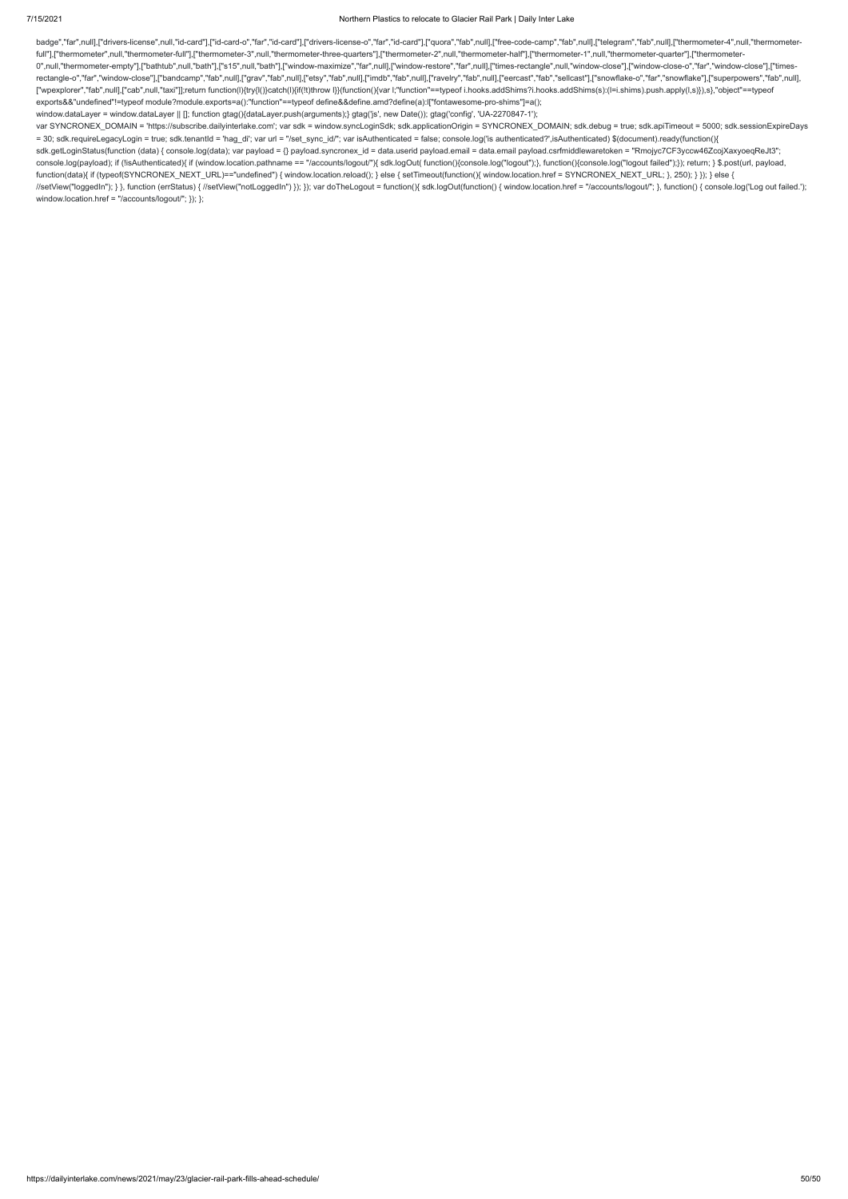badge","far",null],["drivers-license",null,"id-card"],["id-card-o","far","id-card"],["drivers-license-o","far","id-card"],["quora","fab",null],["free-code-camp","fab",null],["telegram","fab",null],["thermometer-4",null,"thermometer-full"],["thermometer",null,"thermometer-full"],["thermometer-3",null,"thermometer-three-quarters"],["thermometer-2",null,"thermometer-half"],["thermometer-1",null,"thermometer-quarter"],["thermometer-0",null,"thermometer-empty"],["bathtub",null,"bath"],["s15",null,"bath"],["window-maximize","far",null],["window-restore","far",null],["times-rectangle",null,"window-close"],["window-close-o","far","window-close"],["times-rectangle-o","far","window-close"],["bandcamp","fab",null],["grav","fab",null],["etsy","fab",null],["imdb","fab",null],["ravelry","fab",null],["eercast","fab","sellcast"],["snowflake-o","far","snowflake"],["superpowers","fab",null],["wpexplorer","fab",null],["cab",null,"taxi"]];return function(l){try{l()}catch(l){if(!t)throw l}}(function(){var l;"function"==typeof i.hooks.addShims?i.hooks.addShims(s):(l=i.shims).push.apply(l,s)}),s},"object"==typeof exports&&"undefined"!=typeof module?module.exports=a():"function"==typeof define&&define.amd?define(a):l["fontawesome-pro-shims"]=a();

window.dataLayer = window.dataLayer || []; function gtag(){dataLayer.push(arguments);} gtag('js', new Date()); gtag('config', 'UA-2270847-1');

var SYNCRONEX_DOMAIN = 'https://subscribe.dailyinterlake.com'; var sdk = window.syncLoginSdk; sdk.applicationOrigin = SYNCRONEX_DOMAIN; sdk.debug = true; sdk.apiTimeout = 5000; sdk.sessionExpireDays = 30; sdk.requireLegacyLogin = true; sdk.tenantId = 'hag_di'; var url = "/set_sync_id/"; var isAuthenticated = false; console.log('is authenticated?',isAuthenticated) $(document).ready(function(){ sdk.getLoginStatus(function (data) { console.log(data); var payload = {} payload.syncronex_id = data.userid payload.email = data.email payload.csrfmiddlewaretoken = "Rmojyc7CF3yccw46ZcojXaxyoeqReJt3"; console.log(payload); if (!isAuthenticated){ if (window.location.pathname == "/accounts/logout/"){ sdk.logOut( function(){console.log("logout");}, function(){console.log("logout failed");}); return; } $.post(url, payload, function(data){ if (typeof(SYNCRONEX_NEXT_URL)=="undefined") { window.location.reload(); } else { setTimeout(function(){ window.location.href = SYNCRONEX_NEXT_URL; }, 250); } }); } else { //setView("loggedIn"); } }, function (errStatus) { //setView("notLoggedIn") }); }); var doTheLogout = function(){ sdk.logOut(function() { window.location.href = "/accounts/logout/"; }, function() { console.log('Log out failed.'); window.location.href = "/accounts/logout/"; }); };